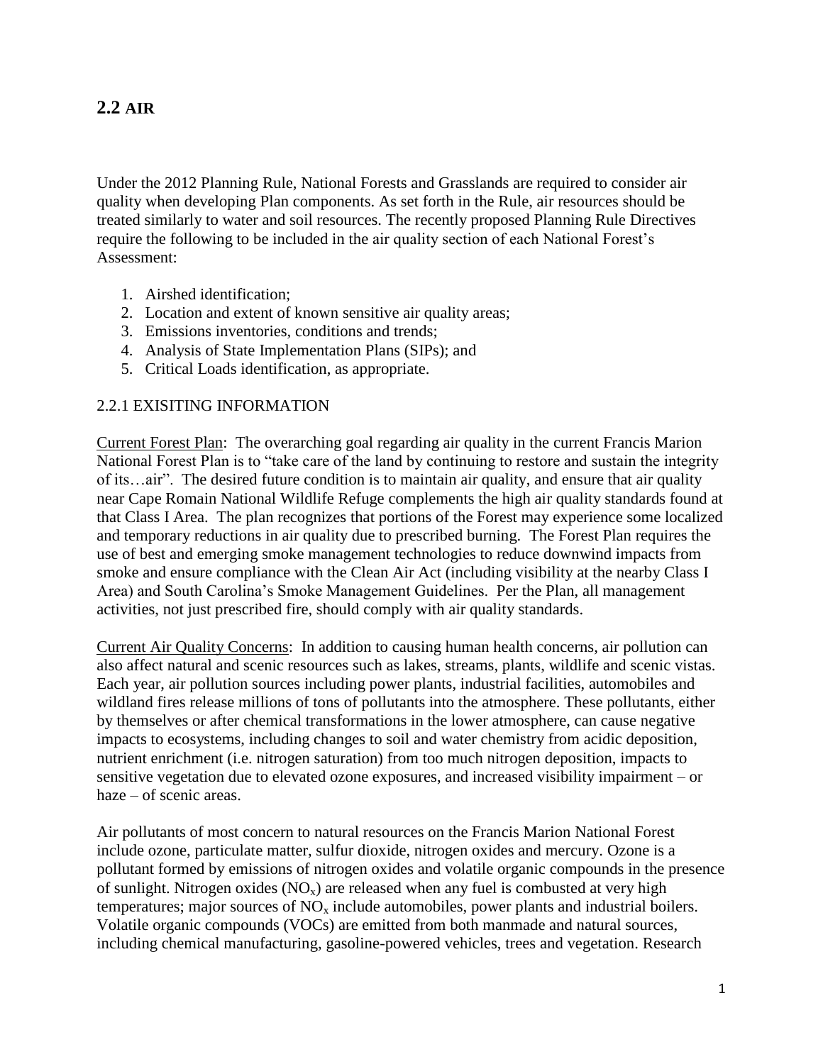## 2.2 AIR

Under the 2012 Planning Rule, National Forests and Grasslands are required to consider air quality when developing Plan components. As set forth in the Rule, air resources should be treated similarly to water and soil resources. The recently proposed Planning Rule Directives require the following to be included in the air quality section of each National Forest's Assessment:

1. Airshed identification;
2. Location and extent of known sensitive air quality areas;
3. Emissions inventories, conditions and trends;
4. Analysis of State Implementation Plans (SIPs); and
5. Critical Loads identification, as appropriate.

### 2.2.1 EXISITING INFORMATION

Current Forest Plan: The overarching goal regarding air quality in the current Francis Marion National Forest Plan is to "take care of the land by continuing to restore and sustain the integrity of its…air". The desired future condition is to maintain air quality, and ensure that air quality near Cape Romain National Wildlife Refuge complements the high air quality standards found at that Class I Area. The plan recognizes that portions of the Forest may experience some localized and temporary reductions in air quality due to prescribed burning. The Forest Plan requires the use of best and emerging smoke management technologies to reduce downwind impacts from smoke and ensure compliance with the Clean Air Act (including visibility at the nearby Class I Area) and South Carolina's Smoke Management Guidelines. Per the Plan, all management activities, not just prescribed fire, should comply with air quality standards.

Current Air Quality Concerns: In addition to causing human health concerns, air pollution can also affect natural and scenic resources such as lakes, streams, plants, wildlife and scenic vistas. Each year, air pollution sources including power plants, industrial facilities, automobiles and wildland fires release millions of tons of pollutants into the atmosphere. These pollutants, either by themselves or after chemical transformations in the lower atmosphere, can cause negative impacts to ecosystems, including changes to soil and water chemistry from acidic deposition, nutrient enrichment (i.e. nitrogen saturation) from too much nitrogen deposition, impacts to sensitive vegetation due to elevated ozone exposures, and increased visibility impairment – or haze – of scenic areas.

Air pollutants of most concern to natural resources on the Francis Marion National Forest include ozone, particulate matter, sulfur dioxide, nitrogen oxides and mercury. Ozone is a pollutant formed by emissions of nitrogen oxides and volatile organic compounds in the presence of sunlight. Nitrogen oxides ($NO_x$) are released when any fuel is combusted at very high temperatures; major sources of $NO_x$ include automobiles, power plants and industrial boilers. Volatile organic compounds (VOCs) are emitted from both manmade and natural sources, including chemical manufacturing, gasoline-powered vehicles, trees and vegetation. Research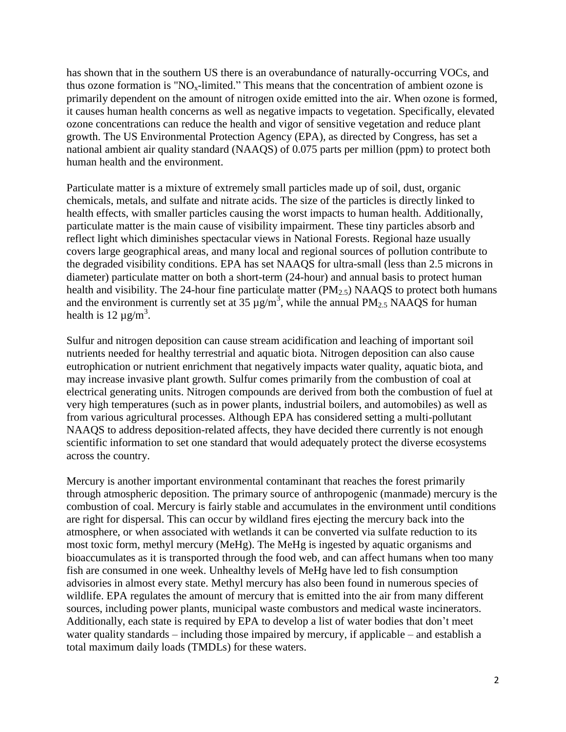has shown that in the southern US there is an overabundance of naturally-occurring VOCs, and thus ozone formation is "$NO_x$-limited." This means that the concentration of ambient ozone is primarily dependent on the amount of nitrogen oxide emitted into the air. When ozone is formed, it causes human health concerns as well as negative impacts to vegetation. Specifically, elevated ozone concentrations can reduce the health and vigor of sensitive vegetation and reduce plant growth. The US Environmental Protection Agency (EPA), as directed by Congress, has set a national ambient air quality standard (NAAQS) of 0.075 parts per million (ppm) to protect both human health and the environment.

Particulate matter is a mixture of extremely small particles made up of soil, dust, organic chemicals, metals, and sulfate and nitrate acids. The size of the particles is directly linked to health effects, with smaller particles causing the worst impacts to human health. Additionally, particulate matter is the main cause of visibility impairment. These tiny particles absorb and reflect light which diminishes spectacular views in National Forests. Regional haze usually covers large geographical areas, and many local and regional sources of pollution contribute to the degraded visibility conditions. EPA has set NAAQS for ultra-small (less than 2.5 microns in diameter) particulate matter on both a short-term (24-hour) and annual basis to protect human health and visibility. The 24-hour fine particulate matter ($PM_{2.5}$) NAAQS to protect both humans and the environment is currently set at 35 $\mu g/m^3$, while the annual $PM_{2.5}$ NAAQS for human health is 12 $\mu g/m^3$.

Sulfur and nitrogen deposition can cause stream acidification and leaching of important soil nutrients needed for healthy terrestrial and aquatic biota. Nitrogen deposition can also cause eutrophication or nutrient enrichment that negatively impacts water quality, aquatic biota, and may increase invasive plant growth. Sulfur comes primarily from the combustion of coal at electrical generating units. Nitrogen compounds are derived from both the combustion of fuel at very high temperatures (such as in power plants, industrial boilers, and automobiles) as well as from various agricultural processes. Although EPA has considered setting a multi-pollutant NAAQS to address deposition-related affects, they have decided there currently is not enough scientific information to set one standard that would adequately protect the diverse ecosystems across the country.

Mercury is another important environmental contaminant that reaches the forest primarily through atmospheric deposition. The primary source of anthropogenic (manmade) mercury is the combustion of coal. Mercury is fairly stable and accumulates in the environment until conditions are right for dispersal. This can occur by wildland fires ejecting the mercury back into the atmosphere, or when associated with wetlands it can be converted via sulfate reduction to its most toxic form, methyl mercury (MeHg). The MeHg is ingested by aquatic organisms and bioaccumulates as it is transported through the food web, and can affect humans when too many fish are consumed in one week. Unhealthy levels of MeHg have led to fish consumption advisories in almost every state. Methyl mercury has also been found in numerous species of wildlife. EPA regulates the amount of mercury that is emitted into the air from many different sources, including power plants, municipal waste combustors and medical waste incinerators. Additionally, each state is required by EPA to develop a list of water bodies that don't meet water quality standards – including those impaired by mercury, if applicable – and establish a total maximum daily loads (TMDLs) for these waters.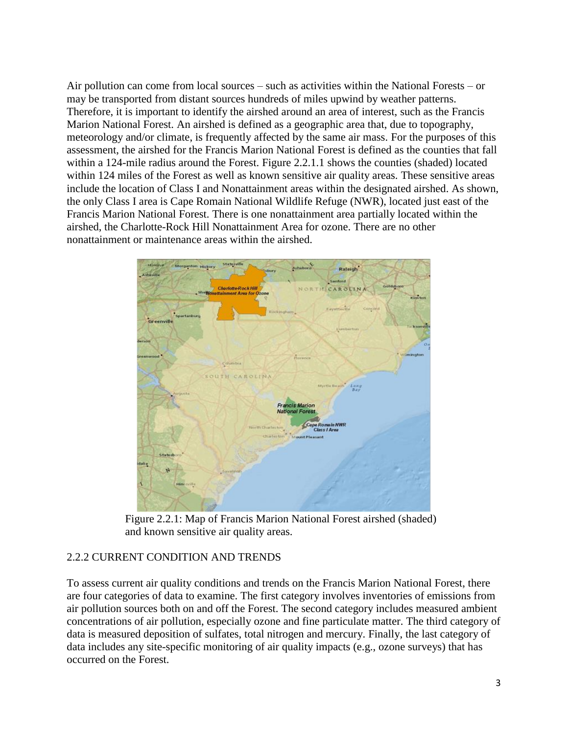Air pollution can come from local sources – such as activities within the National Forests – or may be transported from distant sources hundreds of miles upwind by weather patterns. Therefore, it is important to identify the airshed around an area of interest, such as the Francis Marion National Forest. An airshed is defined as a geographic area that, due to topography, meteorology and/or climate, is frequently affected by the same air mass. For the purposes of this assessment, the airshed for the Francis Marion National Forest is defined as the counties that fall within a 124-mile radius around the Forest. Figure 2.2.1.1 shows the counties (shaded) located within 124 miles of the Forest as well as known sensitive air quality areas. These sensitive areas include the location of Class I and Nonattainment areas within the designated airshed. As shown, the only Class I area is Cape Romain National Wildlife Refuge (NWR), located just east of the Francis Marion National Forest. There is one nonattainment area partially located within the airshed, the Charlotte-Rock Hill Nonattainment Area for ozone. There are no other nonattainment or maintenance areas within the airshed.

Figure 2.2.1: Map of Francis Marion National Forest airshed (shaded) and known sensitive air quality areas.

## 2.2.2 CURRENT CONDITION AND TRENDS

To assess current air quality conditions and trends on the Francis Marion National Forest, there are four categories of data to examine. The first category involves inventories of emissions from air pollution sources both on and off the Forest. The second category includes measured ambient concentrations of air pollution, especially ozone and fine particulate matter. The third category of data is measured deposition of sulfates, total nitrogen and mercury. Finally, the last category of data includes any site-specific monitoring of air quality impacts (e.g., ozone surveys) that has occurred on the Forest.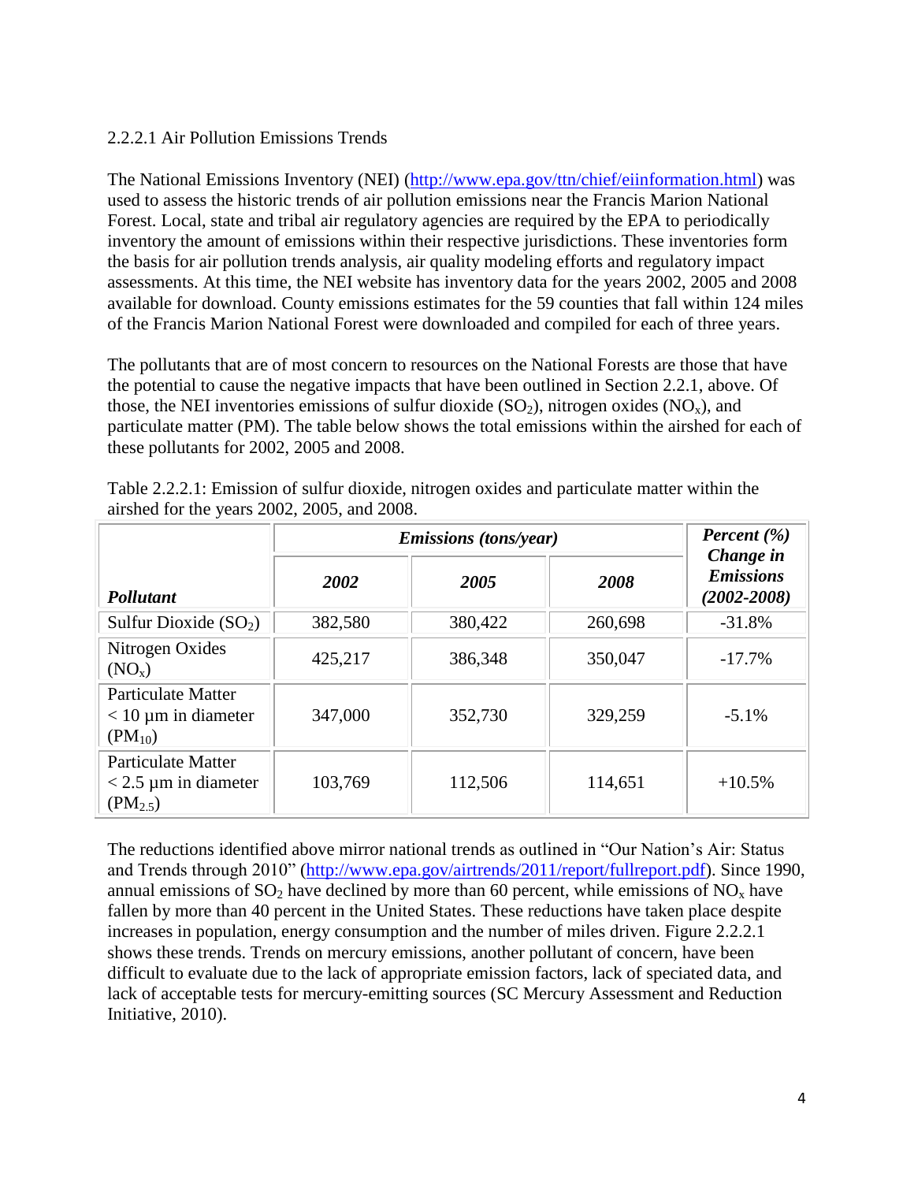### 2.2.2.1 Air Pollution Emissions Trends

The National Emissions Inventory (NEI) (http://www.epa.gov/ttn/chief/eiinformation.html) was used to assess the historic trends of air pollution emissions near the Francis Marion National Forest. Local, state and tribal air regulatory agencies are required by the EPA to periodically inventory the amount of emissions within their respective jurisdictions. These inventories form the basis for air pollution trends analysis, air quality modeling efforts and regulatory impact assessments. At this time, the NEI website has inventory data for the years 2002, 2005 and 2008 available for download. County emissions estimates for the 59 counties that fall within 124 miles of the Francis Marion National Forest were downloaded and compiled for each of three years.

The pollutants that are of most concern to resources on the National Forests are those that have the potential to cause the negative impacts that have been outlined in Section 2.2.1, above. Of those, the NEI inventories emissions of sulfur dioxide ($SO_2$), nitrogen oxides ($NO_x$), and particulate matter (PM). The table below shows the total emissions within the airshed for each of these pollutants for 2002, 2005 and 2008.

Table 2.2.2.1: Emission of sulfur dioxide, nitrogen oxides and particulate matter within the airshed for the years 2002, 2005, and 2008.

| ***Pollutant*** | ***Emissions (tons/year)*** | | | ***Percent (%) Change in Emissions (2002-2008)*** |
|---|---|---|---|---|
| | ***2002*** | ***2005*** | ***2008*** | |
| Sulfur Dioxide ($SO_2$) | 382,580 | 380,422 | 260,698 | -31.8% |
| Nitrogen Oxides ($NO_x$) | 425,217 | 386,348 | 350,047 | -17.7% |
| Particulate Matter < 10 µm in diameter ($PM_{10}$) | 347,000 | 352,730 | 329,259 | -5.1% |
| Particulate Matter < 2.5 µm in diameter ($PM_{2.5}$) | 103,769 | 112,506 | 114,651 | +10.5% |

The reductions identified above mirror national trends as outlined in "Our Nation's Air: Status and Trends through 2010" (http://www.epa.gov/airtrends/2011/report/fullreport.pdf). Since 1990, annual emissions of $SO_2$ have declined by more than 60 percent, while emissions of $NO_x$ have fallen by more than 40 percent in the United States. These reductions have taken place despite increases in population, energy consumption and the number of miles driven. Figure 2.2.2.1 shows these trends. Trends on mercury emissions, another pollutant of concern, have been difficult to evaluate due to the lack of appropriate emission factors, lack of speciated data, and lack of acceptable tests for mercury-emitting sources (SC Mercury Assessment and Reduction Initiative, 2010).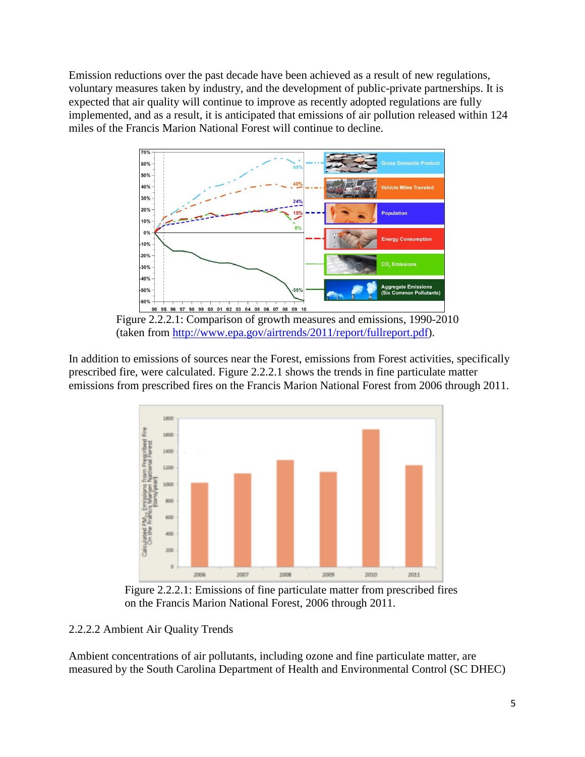Emission reductions over the past decade have been achieved as a result of new regulations, voluntary measures taken by industry, and the development of public-private partnerships. It is expected that air quality will continue to improve as recently adopted regulations are fully implemented, and as a result, it is anticipated that emissions of air pollution released within 124 miles of the Francis Marion National Forest will continue to decline.

Figure 2.2.2.1: Comparison of growth measures and emissions, 1990-2010 (taken from http://www.epa.gov/airtrends/2011/report/fullreport.pdf).

In addition to emissions of sources near the Forest, emissions from Forest activities, specifically prescribed fire, were calculated. Figure 2.2.2.1 shows the trends in fine particulate matter emissions from prescribed fires on the Francis Marion National Forest from 2006 through 2011.

Figure 2.2.2.1: Emissions of fine particulate matter from prescribed fires on the Francis Marion National Forest, 2006 through 2011.

### 2.2.2.2 Ambient Air Quality Trends

Ambient concentrations of air pollutants, including ozone and fine particulate matter, are measured by the South Carolina Department of Health and Environmental Control (SC DHEC)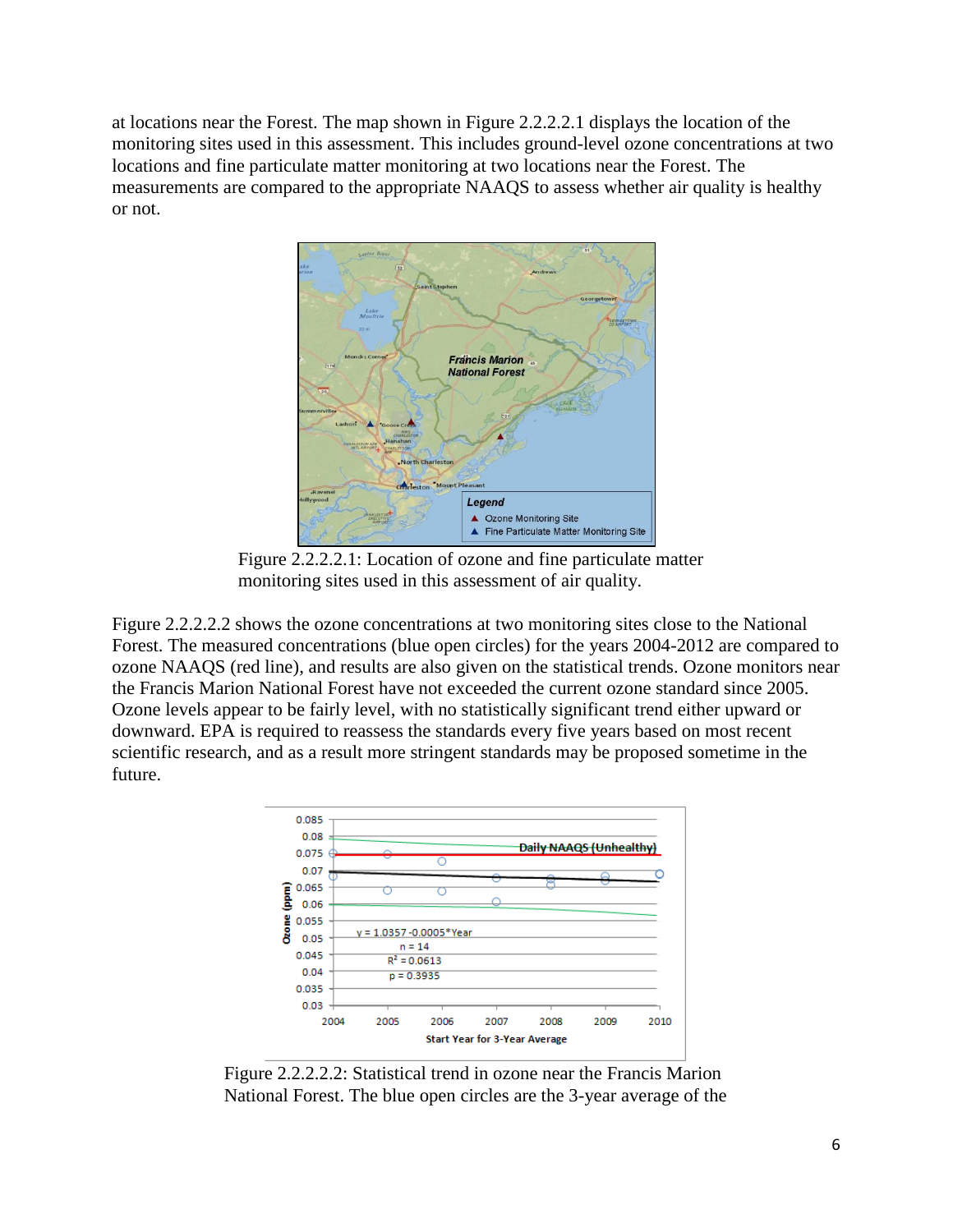at locations near the Forest. The map shown in Figure 2.2.2.2.1 displays the location of the monitoring sites used in this assessment. This includes ground-level ozone concentrations at two locations and fine particulate matter monitoring at two locations near the Forest. The measurements are compared to the appropriate NAAQS to assess whether air quality is healthy or not.

Figure 2.2.2.2.1: Location of ozone and fine particulate matter monitoring sites used in this assessment of air quality.

Figure 2.2.2.2.2 shows the ozone concentrations at two monitoring sites close to the National Forest. The measured concentrations (blue open circles) for the years 2004-2012 are compared to ozone NAAQS (red line), and results are also given on the statistical trends. Ozone monitors near the Francis Marion National Forest have not exceeded the current ozone standard since 2005. Ozone levels appear to be fairly level, with no statistically significant trend either upward or downward. EPA is required to reassess the standards every five years based on most recent scientific research, and as a result more stringent standards may be proposed sometime in the future.

Figure 2.2.2.2.2: Statistical trend in ozone near the Francis Marion National Forest. The blue open circles are the 3-year average of the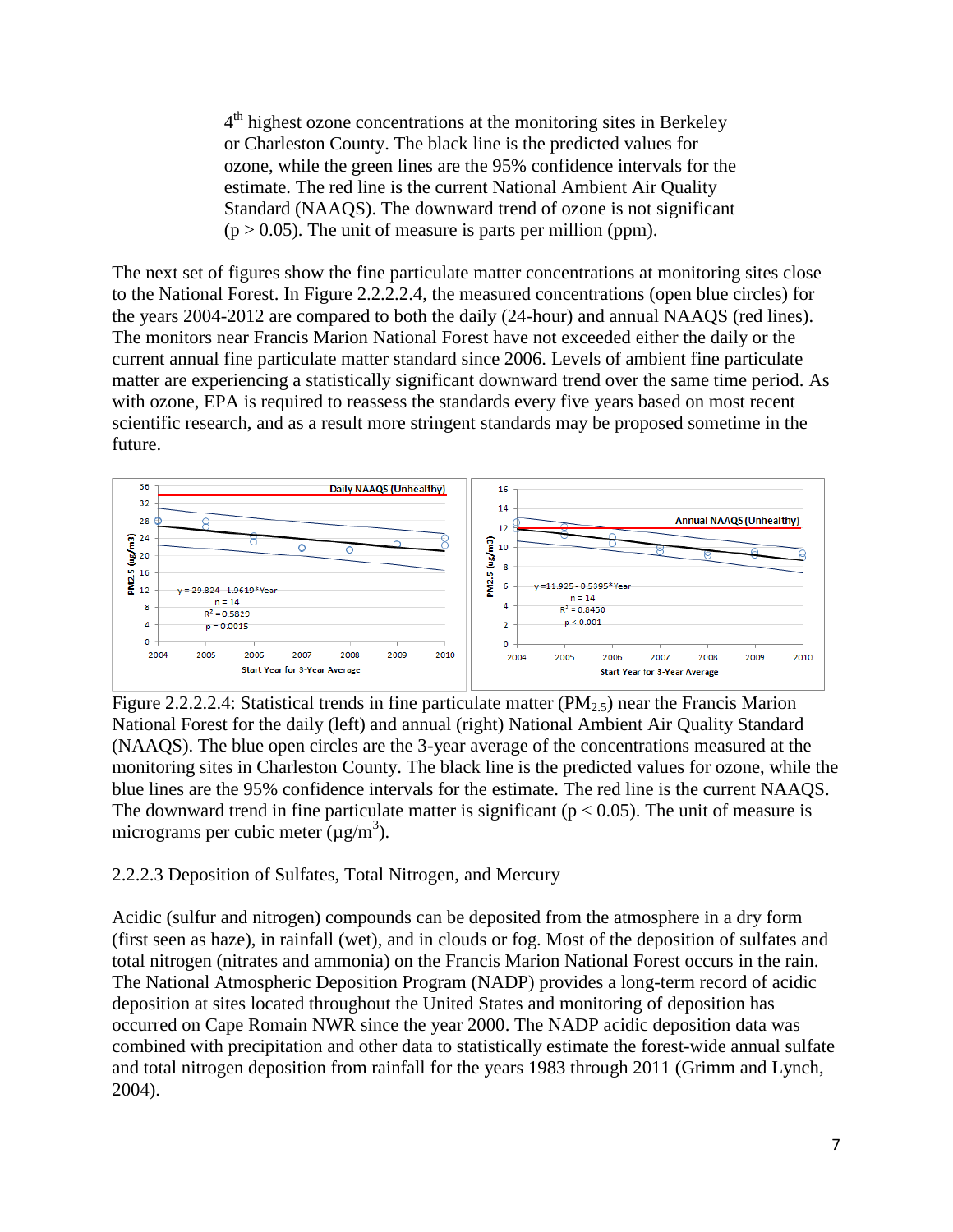4th highest ozone concentrations at the monitoring sites in Berkeley or Charleston County. The black line is the predicted values for ozone, while the green lines are the 95% confidence intervals for the estimate. The red line is the current National Ambient Air Quality Standard (NAAQS). The downward trend of ozone is not significant ($p > 0.05$). The unit of measure is parts per million (ppm).

The next set of figures show the fine particulate matter concentrations at monitoring sites close to the National Forest. In Figure 2.2.2.2.4, the measured concentrations (open blue circles) for the years 2004-2012 are compared to both the daily (24-hour) and annual NAAQS (red lines). The monitors near Francis Marion National Forest have not exceeded either the daily or the current annual fine particulate matter standard since 2006. Levels of ambient fine particulate matter are experiencing a statistically significant downward trend over the same time period. As with ozone, EPA is required to reassess the standards every five years based on most recent scientific research, and as a result more stringent standards may be proposed sometime in the future.

Figure 2.2.2.2.4: Statistical trends in fine particulate matter ($PM_{2.5}$) near the Francis Marion National Forest for the daily (left) and annual (right) National Ambient Air Quality Standard (NAAQS). The blue open circles are the 3-year average of the concentrations measured at the monitoring sites in Charleston County. The black line is the predicted values for ozone, while the blue lines are the 95% confidence intervals for the estimate. The red line is the current NAAQS. The downward trend in fine particulate matter is significant ($p < 0.05$). The unit of measure is micrograms per cubic meter ($\mu g/m^3$).

### 2.2.2.3 Deposition of Sulfates, Total Nitrogen, and Mercury

Acidic (sulfur and nitrogen) compounds can be deposited from the atmosphere in a dry form (first seen as haze), in rainfall (wet), and in clouds or fog. Most of the deposition of sulfates and total nitrogen (nitrates and ammonia) on the Francis Marion National Forest occurs in the rain. The National Atmospheric Deposition Program (NADP) provides a long-term record of acidic deposition at sites located throughout the United States and monitoring of deposition has occurred on Cape Romain NWR since the year 2000. The NADP acidic deposition data was combined with precipitation and other data to statistically estimate the forest-wide annual sulfate and total nitrogen deposition from rainfall for the years 1983 through 2011 (Grimm and Lynch, 2004).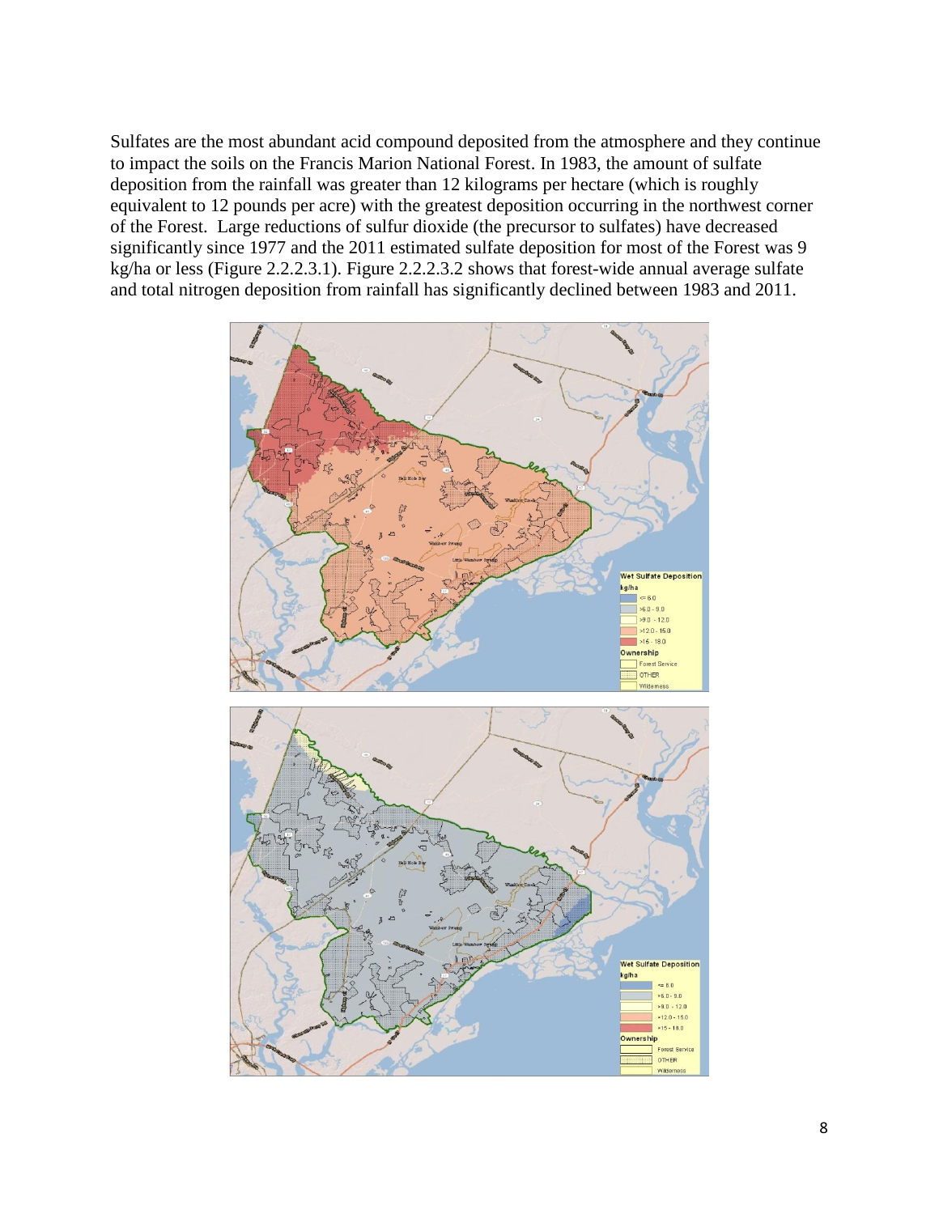Sulfates are the most abundant acid compound deposited from the atmosphere and they continue to impact the soils on the Francis Marion National Forest. In 1983, the amount of sulfate deposition from the rainfall was greater than 12 kilograms per hectare (which is roughly equivalent to 12 pounds per acre) with the greatest deposition occurring in the northwest corner of the Forest. Large reductions of sulfur dioxide (the precursor to sulfates) have decreased significantly since 1977 and the 2011 estimated sulfate deposition for most of the Forest was 9 kg/ha or less (Figure 2.2.2.3.1). Figure 2.2.2.3.2 shows that forest-wide annual average sulfate and total nitrogen deposition from rainfall has significantly declined between 1983 and 2011.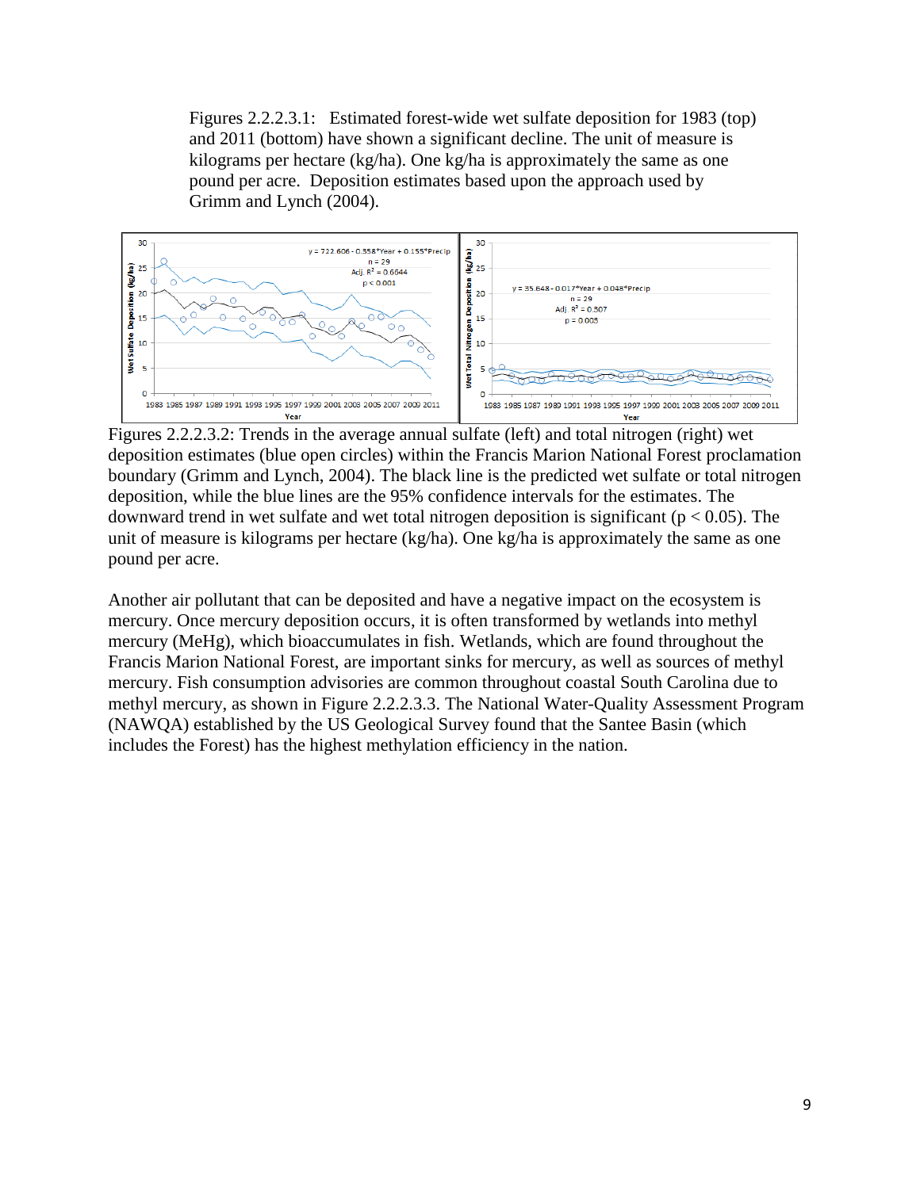Figures 2.2.2.3.1: Estimated forest-wide wet sulfate deposition for 1983 (top) and 2011 (bottom) have shown a significant decline. The unit of measure is kilograms per hectare (kg/ha). One kg/ha is approximately the same as one pound per acre. Deposition estimates based upon the approach used by Grimm and Lynch (2004).

Figures 2.2.2.3.2: Trends in the average annual sulfate (left) and total nitrogen (right) wet deposition estimates (blue open circles) within the Francis Marion National Forest proclamation boundary (Grimm and Lynch, 2004). The black line is the predicted wet sulfate or total nitrogen deposition, while the blue lines are the 95% confidence intervals for the estimates. The downward trend in wet sulfate and wet total nitrogen deposition is significant ($p < 0.05$). The unit of measure is kilograms per hectare (kg/ha). One kg/ha is approximately the same as one pound per acre.

Another air pollutant that can be deposited and have a negative impact on the ecosystem is mercury. Once mercury deposition occurs, it is often transformed by wetlands into methyl mercury (MeHg), which bioaccumulates in fish. Wetlands, which are found throughout the Francis Marion National Forest, are important sinks for mercury, as well as sources of methyl mercury. Fish consumption advisories are common throughout coastal South Carolina due to methyl mercury, as shown in Figure 2.2.2.3.3. The National Water-Quality Assessment Program (NAWQA) established by the US Geological Survey found that the Santee Basin (which includes the Forest) has the highest methylation efficiency in the nation.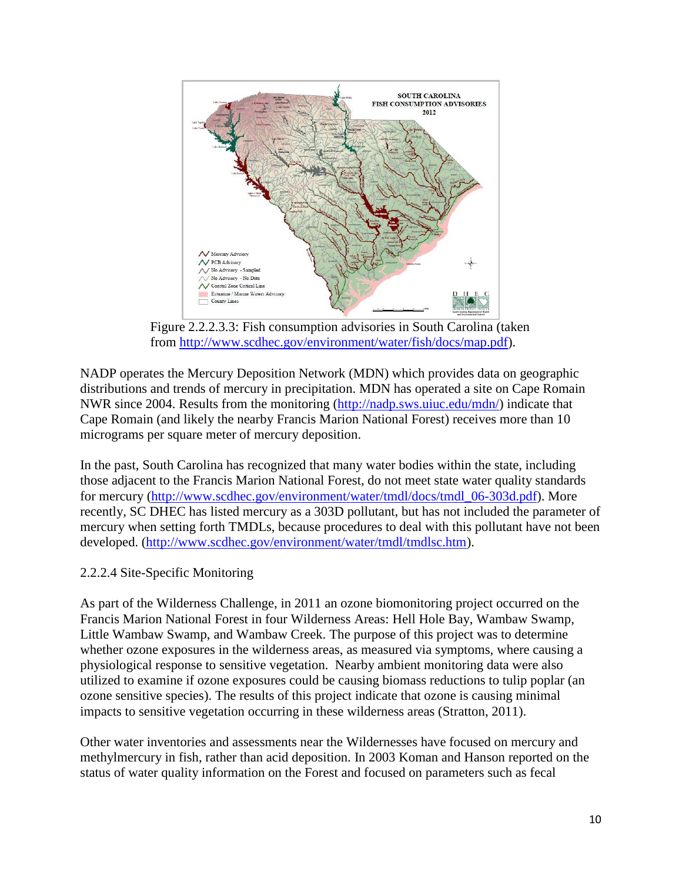Figure 2.2.2.3.3: Fish consumption advisories in South Carolina (taken from http://www.scdhec.gov/environment/water/fish/docs/map.pdf).

NADP operates the Mercury Deposition Network (MDN) which provides data on geographic distributions and trends of mercury in precipitation. MDN has operated a site on Cape Romain NWR since 2004. Results from the monitoring (http://nadp.sws.uiuc.edu/mdn/) indicate that Cape Romain (and likely the nearby Francis Marion National Forest) receives more than 10 micrograms per square meter of mercury deposition.

In the past, South Carolina has recognized that many water bodies within the state, including those adjacent to the Francis Marion National Forest, do not meet state water quality standards for mercury (http://www.scdhec.gov/environment/water/tmdl/docs/tmdl_06-303d.pdf). More recently, SC DHEC has listed mercury as a 303D pollutant, but has not included the parameter of mercury when setting forth TMDLs, because procedures to deal with this pollutant have not been developed. (http://www.scdhec.gov/environment/water/tmdl/tmdlsc.htm).

### 2.2.2.4 Site-Specific Monitoring

As part of the Wilderness Challenge, in 2011 an ozone biomonitoring project occurred on the Francis Marion National Forest in four Wilderness Areas: Hell Hole Bay, Wambaw Swamp, Little Wambaw Swamp, and Wambaw Creek. The purpose of this project was to determine whether ozone exposures in the wilderness areas, as measured via symptoms, where causing a physiological response to sensitive vegetation. Nearby ambient monitoring data were also utilized to examine if ozone exposures could be causing biomass reductions to tulip poplar (an ozone sensitive species). The results of this project indicate that ozone is causing minimal impacts to sensitive vegetation occurring in these wilderness areas (Stratton, 2011).

Other water inventories and assessments near the Wildernesses have focused on mercury and methylmercury in fish, rather than acid deposition. In 2003 Koman and Hanson reported on the status of water quality information on the Forest and focused on parameters such as fecal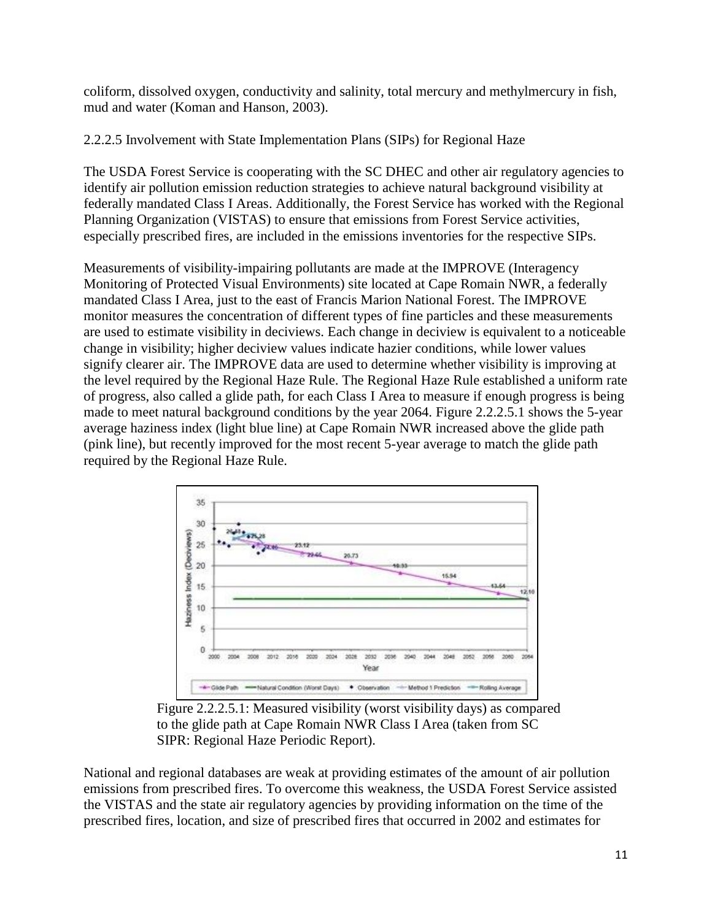coliform, dissolved oxygen, conductivity and salinity, total mercury and methylmercury in fish, mud and water (Koman and Hanson, 2003).

### 2.2.2.5 Involvement with State Implementation Plans (SIPs) for Regional Haze

The USDA Forest Service is cooperating with the SC DHEC and other air regulatory agencies to identify air pollution emission reduction strategies to achieve natural background visibility at federally mandated Class I Areas. Additionally, the Forest Service has worked with the Regional Planning Organization (VISTAS) to ensure that emissions from Forest Service activities, especially prescribed fires, are included in the emissions inventories for the respective SIPs.

Measurements of visibility-impairing pollutants are made at the IMPROVE (Interagency Monitoring of Protected Visual Environments) site located at Cape Romain NWR, a federally mandated Class I Area, just to the east of Francis Marion National Forest. The IMPROVE monitor measures the concentration of different types of fine particles and these measurements are used to estimate visibility in deciviews. Each change in deciview is equivalent to a noticeable change in visibility; higher deciview values indicate hazier conditions, while lower values signify clearer air. The IMPROVE data are used to determine whether visibility is improving at the level required by the Regional Haze Rule. The Regional Haze Rule established a uniform rate of progress, also called a glide path, for each Class I Area to measure if enough progress is being made to meet natural background conditions by the year 2064. Figure 2.2.2.5.1 shows the 5-year average haziness index (light blue line) at Cape Romain NWR increased above the glide path (pink line), but recently improved for the most recent 5-year average to match the glide path required by the Regional Haze Rule.

Figure 2.2.2.5.1: Measured visibility (worst visibility days) as compared to the glide path at Cape Romain NWR Class I Area (taken from SC SIPR: Regional Haze Periodic Report).

National and regional databases are weak at providing estimates of the amount of air pollution emissions from prescribed fires. To overcome this weakness, the USDA Forest Service assisted the VISTAS and the state air regulatory agencies by providing information on the time of the prescribed fires, location, and size of prescribed fires that occurred in 2002 and estimates for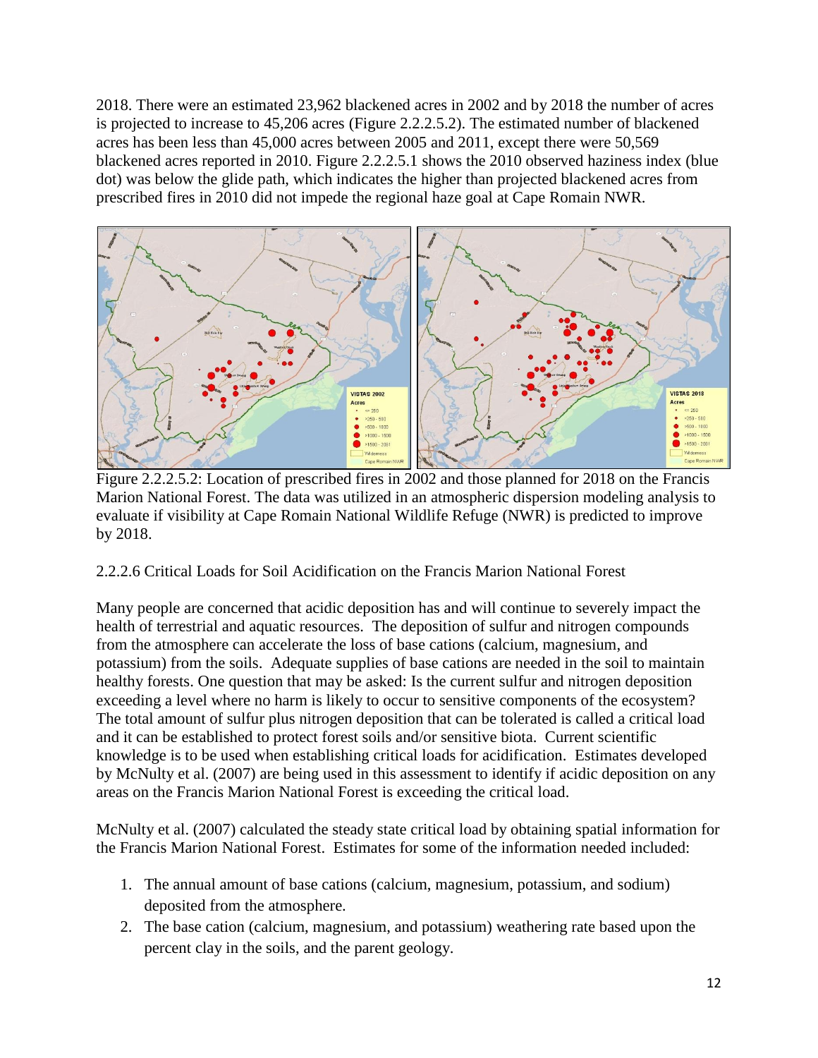2018. There were an estimated 23,962 blackened acres in 2002 and by 2018 the number of acres is projected to increase to 45,206 acres (Figure 2.2.2.5.2). The estimated number of blackened acres has been less than 45,000 acres between 2005 and 2011, except there were 50,569 blackened acres reported in 2010. Figure 2.2.2.5.1 shows the 2010 observed haziness index (blue dot) was below the glide path, which indicates the higher than projected blackened acres from prescribed fires in 2010 did not impede the regional haze goal at Cape Romain NWR.

Figure 2.2.2.5.2: Location of prescribed fires in 2002 and those planned for 2018 on the Francis Marion National Forest. The data was utilized in an atmospheric dispersion modeling analysis to evaluate if visibility at Cape Romain National Wildlife Refuge (NWR) is predicted to improve by 2018.

### 2.2.2.6 Critical Loads for Soil Acidification on the Francis Marion National Forest

Many people are concerned that acidic deposition has and will continue to severely impact the health of terrestrial and aquatic resources. The deposition of sulfur and nitrogen compounds from the atmosphere can accelerate the loss of base cations (calcium, magnesium, and potassium) from the soils. Adequate supplies of base cations are needed in the soil to maintain healthy forests. One question that may be asked: Is the current sulfur and nitrogen deposition exceeding a level where no harm is likely to occur to sensitive components of the ecosystem? The total amount of sulfur plus nitrogen deposition that can be tolerated is called a critical load and it can be established to protect forest soils and/or sensitive biota. Current scientific knowledge is to be used when establishing critical loads for acidification. Estimates developed by McNulty et al. (2007) are being used in this assessment to identify if acidic deposition on any areas on the Francis Marion National Forest is exceeding the critical load.

McNulty et al. (2007) calculated the steady state critical load by obtaining spatial information for the Francis Marion National Forest. Estimates for some of the information needed included:

1. The annual amount of base cations (calcium, magnesium, potassium, and sodium) deposited from the atmosphere.
2. The base cation (calcium, magnesium, and potassium) weathering rate based upon the percent clay in the soils, and the parent geology.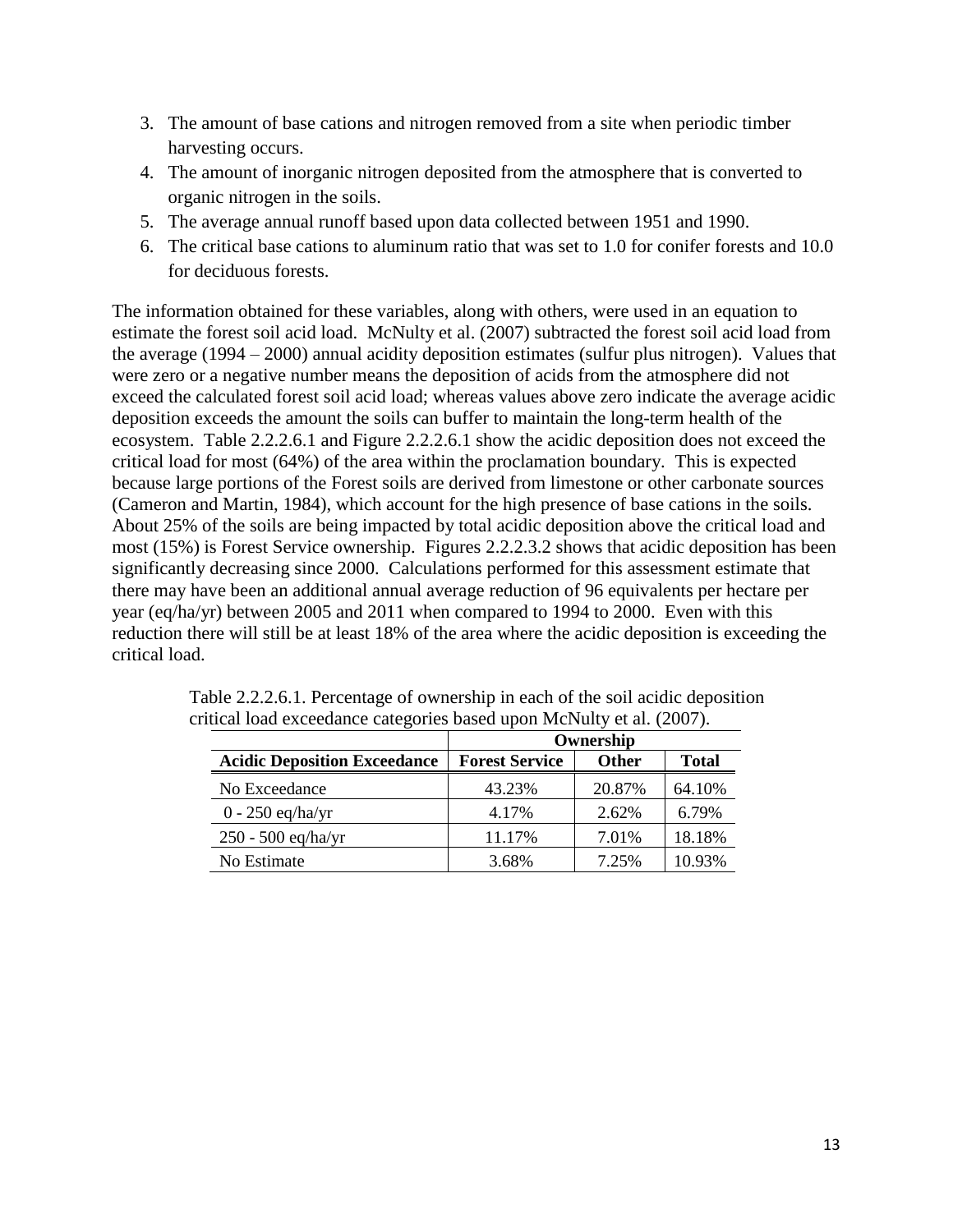3. The amount of base cations and nitrogen removed from a site when periodic timber harvesting occurs.
4. The amount of inorganic nitrogen deposited from the atmosphere that is converted to organic nitrogen in the soils.
5. The average annual runoff based upon data collected between 1951 and 1990.
6. The critical base cations to aluminum ratio that was set to 1.0 for conifer forests and 10.0 for deciduous forests.

The information obtained for these variables, along with others, were used in an equation to estimate the forest soil acid load. McNulty et al. (2007) subtracted the forest soil acid load from the average (1994 – 2000) annual acidity deposition estimates (sulfur plus nitrogen). Values that were zero or a negative number means the deposition of acids from the atmosphere did not exceed the calculated forest soil acid load; whereas values above zero indicate the average acidic deposition exceeds the amount the soils can buffer to maintain the long-term health of the ecosystem. Table 2.2.2.6.1 and Figure 2.2.2.6.1 show the acidic deposition does not exceed the critical load for most (64%) of the area within the proclamation boundary. This is expected because large portions of the Forest soils are derived from limestone or other carbonate sources (Cameron and Martin, 1984), which account for the high presence of base cations in the soils. About 25% of the soils are being impacted by total acidic deposition above the critical load and most (15%) is Forest Service ownership. Figures 2.2.2.3.2 shows that acidic deposition has been significantly decreasing since 2000. Calculations performed for this assessment estimate that there may have been an additional annual average reduction of 96 equivalents per hectare per year (eq/ha/yr) between 2005 and 2011 when compared to 1994 to 2000. Even with this reduction there will still be at least 18% of the area where the acidic deposition is exceeding the critical load.

Table 2.2.2.6.1. Percentage of ownership in each of the soil acidic deposition critical load exceedance categories based upon McNulty et al. (2007).

| | Ownership | | |
|---|---|---|---|
| **Acidic Deposition Exceedance** | **Forest Service** | **Other** | **Total** |
| No Exceedance | 43.23% | 20.87% | 64.10% |
| 0 - 250 eq/ha/yr | 4.17% | 2.62% | 6.79% |
| 250 - 500 eq/ha/yr | 11.17% | 7.01% | 18.18% |
| No Estimate | 3.68% | 7.25% | 10.93% |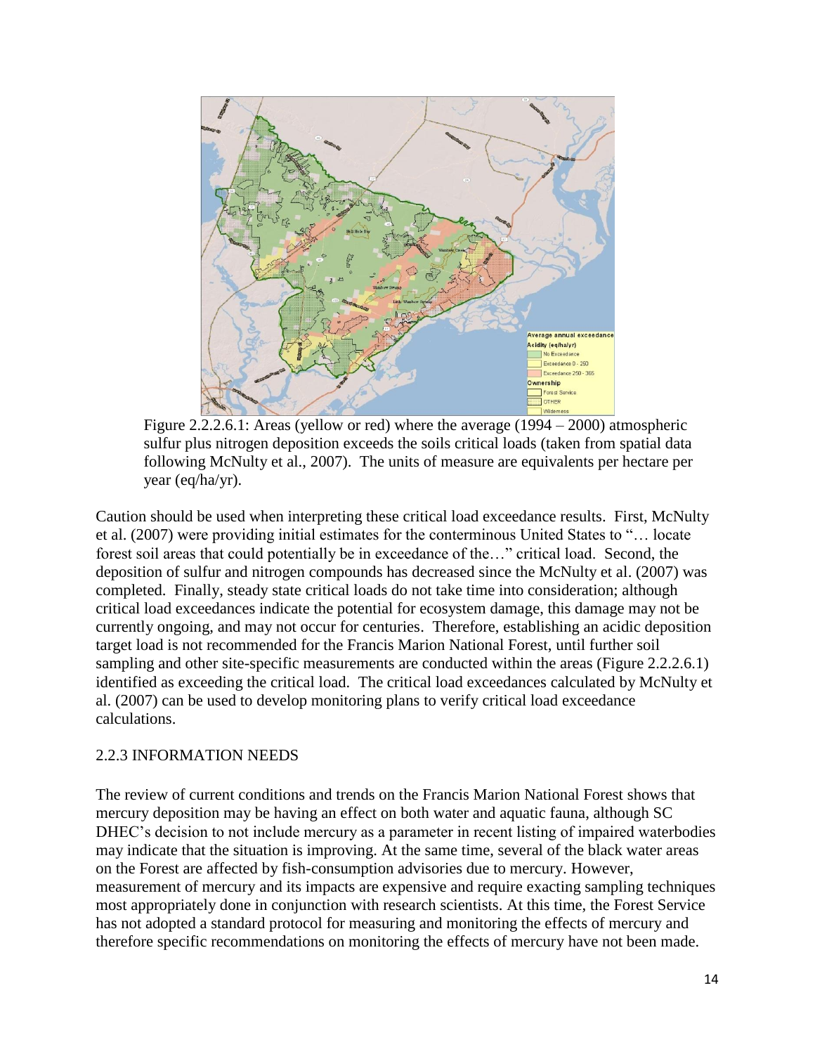Figure 2.2.2.6.1: Areas (yellow or red) where the average (1994 – 2000) atmospheric sulfur plus nitrogen deposition exceeds the soils critical loads (taken from spatial data following McNulty et al., 2007). The units of measure are equivalents per hectare per year (eq/ha/yr).

Caution should be used when interpreting these critical load exceedance results. First, McNulty et al. (2007) were providing initial estimates for the conterminous United States to "… locate forest soil areas that could potentially be in exceedance of the…" critical load. Second, the deposition of sulfur and nitrogen compounds has decreased since the McNulty et al. (2007) was completed. Finally, steady state critical loads do not take time into consideration; although critical load exceedances indicate the potential for ecosystem damage, this damage may not be currently ongoing, and may not occur for centuries. Therefore, establishing an acidic deposition target load is not recommended for the Francis Marion National Forest, until further soil sampling and other site-specific measurements are conducted within the areas (Figure 2.2.2.6.1) identified as exceeding the critical load. The critical load exceedances calculated by McNulty et al. (2007) can be used to develop monitoring plans to verify critical load exceedance calculations.

## 2.2.3 INFORMATION NEEDS

The review of current conditions and trends on the Francis Marion National Forest shows that mercury deposition may be having an effect on both water and aquatic fauna, although SC DHEC's decision to not include mercury as a parameter in recent listing of impaired waterbodies may indicate that the situation is improving. At the same time, several of the black water areas on the Forest are affected by fish-consumption advisories due to mercury. However, measurement of mercury and its impacts are expensive and require exacting sampling techniques most appropriately done in conjunction with research scientists. At this time, the Forest Service has not adopted a standard protocol for measuring and monitoring the effects of mercury and therefore specific recommendations on monitoring the effects of mercury have not been made.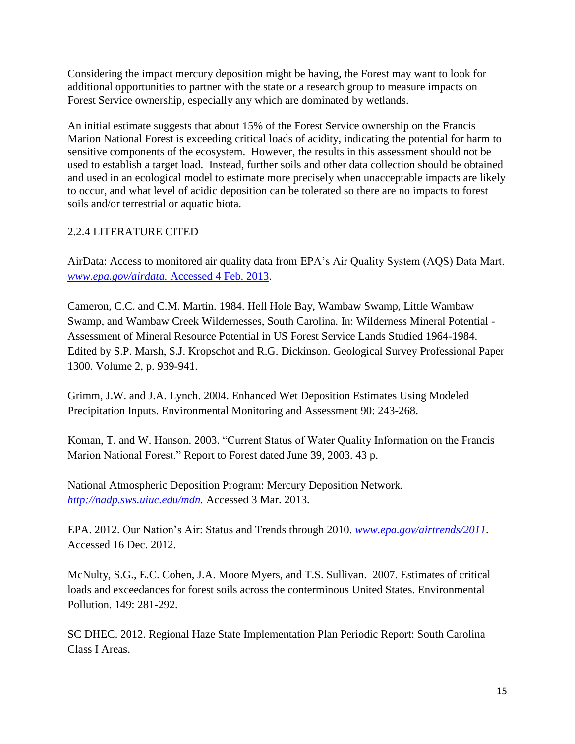Considering the impact mercury deposition might be having, the Forest may want to look for additional opportunities to partner with the state or a research group to measure impacts on Forest Service ownership, especially any which are dominated by wetlands.

An initial estimate suggests that about 15% of the Forest Service ownership on the Francis Marion National Forest is exceeding critical loads of acidity, indicating the potential for harm to sensitive components of the ecosystem. However, the results in this assessment should not be used to establish a target load. Instead, further soils and other data collection should be obtained and used in an ecological model to estimate more precisely when unacceptable impacts are likely to occur, and what level of acidic deposition can be tolerated so there are no impacts to forest soils and/or terrestrial or aquatic biota.

## 2.2.4 LITERATURE CITED

AirData: Access to monitored air quality data from EPA's Air Quality System (AQS) Data Mart. *www.epa.gov/airdata.* Accessed 4 Feb. 2013.

Cameron, C.C. and C.M. Martin. 1984. Hell Hole Bay, Wambaw Swamp, Little Wambaw Swamp, and Wambaw Creek Wildernesses, South Carolina. In: Wilderness Mineral Potential - Assessment of Mineral Resource Potential in US Forest Service Lands Studied 1964-1984. Edited by S.P. Marsh, S.J. Kropschot and R.G. Dickinson. Geological Survey Professional Paper 1300. Volume 2, p. 939-941.

Grimm, J.W. and J.A. Lynch. 2004. Enhanced Wet Deposition Estimates Using Modeled Precipitation Inputs. Environmental Monitoring and Assessment 90: 243-268.

Koman, T. and W. Hanson. 2003. "Current Status of Water Quality Information on the Francis Marion National Forest." Report to Forest dated June 39, 2003. 43 p.

National Atmospheric Deposition Program: Mercury Deposition Network. *http://nadp.sws.uiuc.edu/mdn.* Accessed 3 Mar. 2013.

EPA. 2012. Our Nation's Air: Status and Trends through 2010. *www.epa.gov/airtrends/2011*. Accessed 16 Dec. 2012.

McNulty, S.G., E.C. Cohen, J.A. Moore Myers, and T.S. Sullivan. 2007. Estimates of critical loads and exceedances for forest soils across the conterminous United States. Environmental Pollution. 149: 281-292.

SC DHEC. 2012. Regional Haze State Implementation Plan Periodic Report: South Carolina Class I Areas.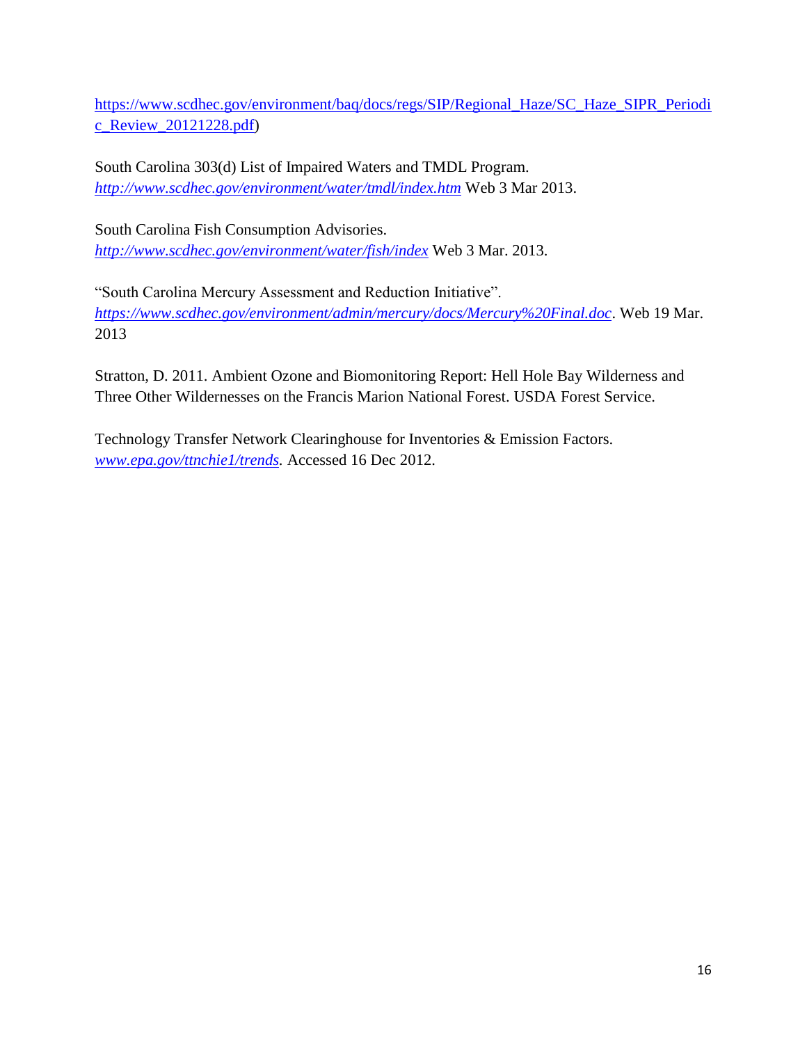https://www.scdhec.gov/environment/baq/docs/regs/SIP/Regional_Haze/SC_Haze_SIPR_Periodic_Review_20121228.pdf)

South Carolina 303(d) List of Impaired Waters and TMDL Program. *http://www.scdhec.gov/environment/water/tmdl/index.htm* Web 3 Mar 2013.

South Carolina Fish Consumption Advisories. *http://www.scdhec.gov/environment/water/fish/index* Web 3 Mar. 2013.

"South Carolina Mercury Assessment and Reduction Initiative". *https://www.scdhec.gov/environment/admin/mercury/docs/Mercury%20Final.doc*. Web 19 Mar. 2013

Stratton, D. 2011. Ambient Ozone and Biomonitoring Report: Hell Hole Bay Wilderness and Three Other Wildernesses on the Francis Marion National Forest. USDA Forest Service.

Technology Transfer Network Clearinghouse for Inventories & Emission Factors. *www.epa.gov/ttnchie1/trends*. Accessed 16 Dec 2012.